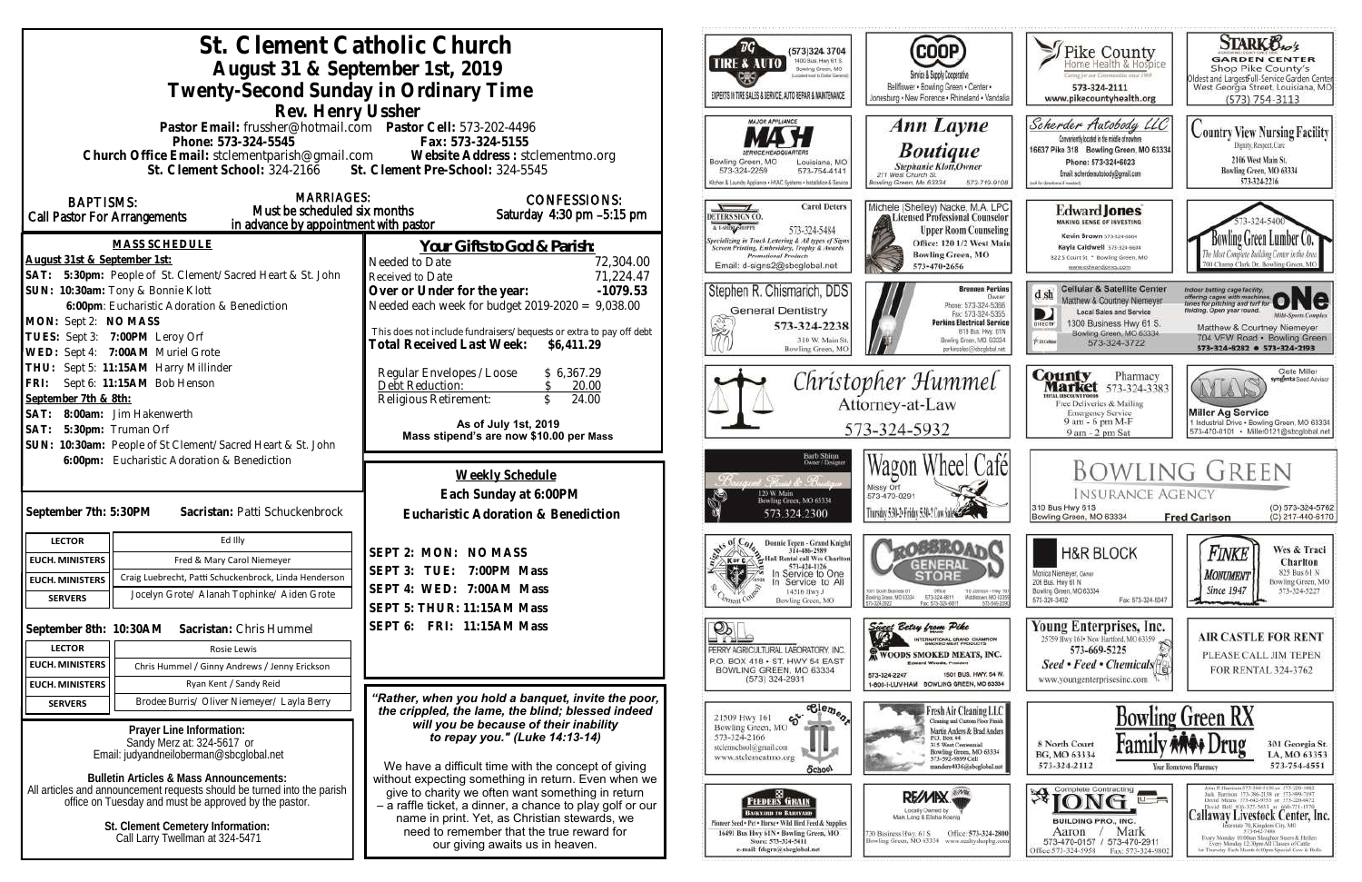# St. Clement Catholic Church

## August 31 & September 1st, 2019

## Twenty-Second Sunday in Ordinary Time

### Rev. Henry Ussher

**Pastor Email:** frussher@hotmail.com **Pastor Cell:** 573-202-4496
**Phone:** 573-324-5545 **Fax:** 573-324-5155
**Church Office Email:** stclementparish@gmail.com **Website Address:** stclementmo.org
**St. Clement School:** 324-2166 **St. Clement Pre-School:** 324-5545

**BAPTISMS:** Call Pastor For Arrangements

**MARRIAGES:** Must be scheduled six months in advance by appointment with pastor

**CONFESSIONS:** Saturday 4:30 pm –5:15 pm

### MASS SCHEDULE

**August 31st & September 1st:**
**SAT: 5:30pm:** People of St. Clement/Sacred Heart & St. John
**SUN: 10:30am:** Tony & Bonnie Klott
**6:00pm**: Eucharistic Adoration & Benediction
**MON:** Sept 2: **NO MASS**
**TUES:** Sept 3: **7:00PM** Leroy Orf
**WED:** Sept 4: **7:00AM** Muriel Grote
**THU:** Sept 5: **11:15AM** Harry Millinder
**FRI:** Sept 6: **11:15AM** Bob Henson
**September 7th & 8th:**
**SAT: 8:00am:** Jim Hakenwerth
**SAT: 5:30pm:** Truman Orf
**SUN: 10:30am:** People of St Clement/Sacred Heart & St. John
**6:00pm:** Eucharistic Adoration & Benediction

### Your Gifts to God & Parish:

| | |
|---|---|
| Needed to Date | 72,304.00 |
| Received to Date | 71,224.47 |
| **Over or Under for the year:** | **-1079.53** |
| Needed each week for budget 2019-2020 = | 9,038.00 |

This does not include fundraisers/bequests or extra to pay off debt

**Total Received Last Week: $6,411.29**

| | |
|---|---|
| Regular Envelopes / Loose | $ 6,367.29 |
| Debt Reduction: | $ 20.00 |
| Religious Retirement: | $ 24.00 |

**As of July 1st, 2019**
**Mass stipend's are now $10.00 per Mass**

**September 7th: 5:30PM** **Sacristan:** Patti Schuckenbrock

| | |
|---|---|
| LECTOR | Ed Illy |
| EUCH. MINISTERS | Fred & Mary Carol Niemeyer |
| EUCH. MINISTERS | Craig Luebrecht, Patti Schuckenbrock, Linda Henderson |
| SERVERS | Jocelyn Grote/ Alanah Tophinke/ Aiden Grote |

**September 8th: 10:30AM** **Sacristan:** Chris Hummel

| | |
|---|---|
| LECTOR | Rosie Lewis |
| EUCH. MINISTERS | Chris Hummel / Ginny Andrews / Jenny Erickson |
| EUCH. MINISTERS | Ryan Kent / Sandy Reid |
| SERVERS | Brodee Burris/ Oliver Niemeyer/ Layla Berry |

### Weekly Schedule

**Each Sunday at 6:00PM**
**Eucharistic Adoration & Benediction**

**SEPT 2: MON: NO MASS**
**SEPT 3: TUE: 7:00PM Mass**
**SEPT 4: WED: 7:00AM Mass**
**SEPT 5: THUR: 11:15AM Mass**
**SEPT 6: FRI: 11:15AM Mass**

***"Rather, when you hold a banquet, invite the poor, the crippled, the lame, the blind; blessed indeed will you be because of their inability to repay you." (Luke 14:13-14)***

We have a difficult time with the concept of giving without expecting something in return. Even when we give to charity we often want something in return – a raffle ticket, a dinner, a chance to play golf or our name in print. Yet, as Christian stewards, we need to remember that the true reward for our giving awaits us in heaven.

**Prayer Line Information:**
Sandy Merz at: 324-5617 or
Email: judyandneiloberman@sbcglobal.net

**Bulletin Articles & Mass Announcements:**
All articles and announcement requests should be turned into the parish office on Tuesday and must be approved by the pastor.

**St. Clement Cemetery Information:**
Call Larry Twellman at 324-5471

---

**TIRE & AUTO** (573)324-3704 1400 Bus. Hwy 61 S. Bowling Green, MO — EXPERTS IN TIRE SALES & SERVICE, AUTO REPAIR & MAINTENANCE

**COOP** Service & Supply Cooperative — Bellflower • Bowling Green • Center • Jonesburg • New Florence • Rhineland • Vandalia

**Pike County Home Health & Hospice** — 573-324-2111 www.pikecountyhealth.org

**STARK Bro's GARDEN CENTER** — Shop Pike County's Oldest and Largest Full-Service Garden Center. West Georgia Street, Louisiana, MO (573) 754-3113

**MASH Major Appliance Service Headquarters** — Bowling Green, MO 573-324-2259 / Louisiana, MO 573-754-4141

**Ann Layne Boutique** — Stephanie Klott, Owner. 211 West Church St. Bowling Green, Mo 63334 573-719-9108

**Scherder Autobody LLC** — 16637 Pike 318 Bowling Green, MO 63334. Phone: 573-324-6023

**Country View Nursing Facility** — Dignity, Respect, Care. 2106 West Main St. Bowling Green, MO 63334 573-324-2216

**Deters Sign Co.** — Carol Deters 573-324-5484. Email: d-signs2@sbcglobal.net

**Michele (Shelley) Nacke, M.A. LPC** — Licensed Professional Counselor. Upper Room Counseling. Office: 120 1/2 West Main, Bowling Green, MO 573-470-2656

**Edward Jones** — Kevin Brown, Kayla Caldwell. 822 S Court St. Bowling Green, MO

**Bowling Green Lumber Co.** — 573-324-5400. 700 Champ Clark Dr. Bowling Green, MO

**Stephen R. Chismarich, DDS** — General Dentistry. 573-324-2238. 310 W. Main St. Bowling Green, MO

**Perkins Electrical Service** — Brennen Perkins, Owner. Phone: 573-324-5366 Fax: 573-324-5355

**Cellular & Satellite Center** — Matthew & Courtney Niemeyer. Local Sales and Service. 1300 Business Hwy 61 S. Bowling Green, MO 63334. 573-324-3722

**ONE** — Matthew & Courtney Niemeyer. 704 VFW Road • Bowling Green. 573-324-8282 • 573-324-2193

**Christopher Hummel** — Attorney-at-Law. 573-324-5932

**County Market** — Pharmacy 573-324-3383. Free Deliveries & Mailing. Emergency Service. 9 am - 6 pm M-F, 9 am - 2 pm Sat

**Miller Ag Service** — Cete Miller. 1 Industrial Drive • Bowling Green, MO 63334. 573-470-0101 • Miller0121@sbcglobal.net

**Banquet Floral & Boutique** — Barb Shinn, Owner/Designer. 120 W. Main, Bowling Green, MO 63334. 573.324.2300

**Wagon Wheel Café** — Missy Orf. 573-470-0291

**Bowling Green Insurance Agency** — 310 Bus Hwy 61S, Bowling Green, MO 63334. Fred Carlson. (O) 573-324-5762 (C) 217-440-6170

**Knights of Columbus** — Donnie Tepen - Grand Knight 314-486-2989. Hall Rental call Wes Charlton 573-424-1126. In Service to One, In Service to All. 14516 Hwy J, Bowling Green, MO

**Crossroads General Store**

**H&R Block** — Monica Niemeyer, Owner. 206 Bus. Hwy 61 N. Bowling Green, MO 63334. 573-324-3402. Fax: 573-324-5047

**Finke Monument** — Since 1947. Wes & Traci Charlton. 825 Bus 61 N, Bowling Green, MO 573-324-5227

**Perry Agricultural Laboratory Inc.** — P.O. Box 418 • St. Hwy 54 East, Bowling Green, MO 63334. (573) 324-2931

**Woods Smoked Meats, Inc.** — 573-324-2247. 1501 Bus. Hwy. 54 W. Bowling Green, MO 63334

**Young Enterprises, Inc.** — 25759 Hwy 161 • New Hartford, MO 63359. 573-669-5225. Seed • Feed • Chemicals. www.youngenterprisesinc.com

**Air Castle for Rent** — Please call Jim Tepen for rental 324-3762

**St. Clement School** — 21509 Hwy 161, Bowling Green, MO. 573-324-2166. stclemschool@gmail.com. www.stclementmo.org

**Fresh Air Cleaning LLC** — Martin Anders & Brad Anders. Bowling Green, MO 63334

**Bowling Green RX Family Drug** — 8 North Court, BG, MO 63334. 573-324-2112. 301 Georgia St. LA, MO 63353. 573-754-4551. Your Hometown Pharmacy

**Feeders Grain** — Backyard to Barnyard. Pioneer Seed • Pet • Horse • Wild Bird Feed & Supplies. 16491 Bus Hwy 61N • Bowling Green, MO. Store: 573-324-5411

**RE/MAX** — Locally Owned by Mark Long & Elisha Koenig. 730 Business Hwy. 61 S, Bowling Green, MO 63334. Office: 573-324-2800

**Long Building Pro, Inc.** — Complete Contracting. Aaron 573-470-0157 / Mark 573-470-2911. Office: 573-324-5958. Fax: 573-324-9802

**Callaway Livestock Center, Inc.** — Interstate 70, Kingdom City, MO. Every Monday 10:00am Slaughter Steers & Heifers. Every Monday 12:30pm All Classes of Cattle. 1st Thursday Each Month 6:00pm Special Cow & Bulls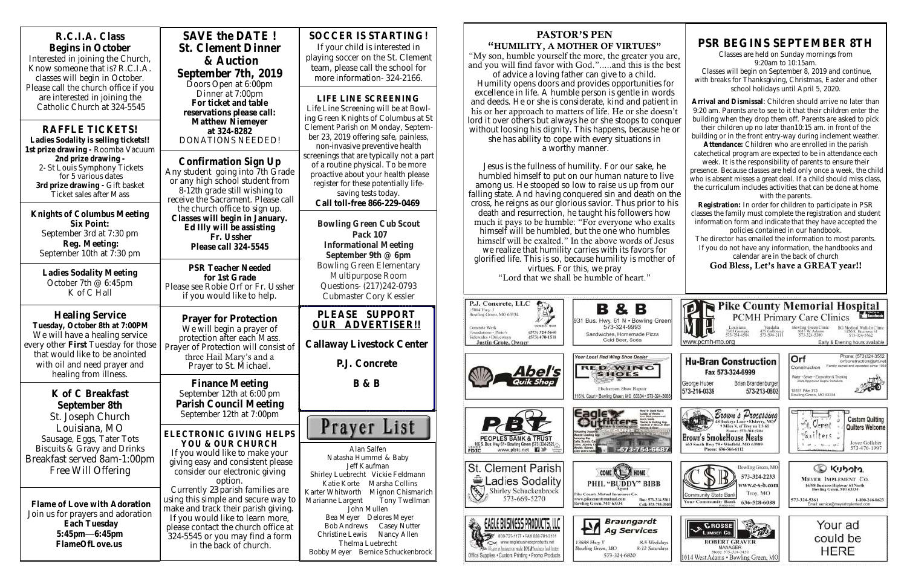## R.C.I.A. Class Begins in October

Interested in joining the Church, Know someone that is? R.C.I.A. classes will begin in October. Please call the church office if you are interested in joining the Catholic Church at 324-5545

## RAFFLE TICKETS!

**Ladies Sodality is selling tickets!!**
**1st prize drawing -** Roomba Vacuum
**2nd prize drawing -** 2- St Louis Symphony Tickets for 5 various dates
**3rd prize drawing -** Gift basket
Ticket sales after Mass

## Knights of Columbus Meeting

**Six Point:** September 3rd at 7:30 pm
**Reg. Meeting:** September 10th at 7:30 pm

## Ladies Sodality Meeting

October 7th @ 6:45pm
K of C Hall

## Healing Service

**Tuesday, October 8th at 7:00PM**
We will have a healing service every other **First** Tuesday for those that would like to be anointed with oil and need prayer and healing from illness.

## K of C Breakfast September 8th

St. Joseph Church
Louisiana, MO
Sausage, Eggs, Tater Tots
Biscuits & Gravy and Drinks
Breakfast served 8am-1:00pm
Free Will Offering

## Flame of Love with Adoration

Join us for prayers and adoration
**Each Tuesday**
**5:45pm—6:45pm**
**FlameOfLove.us**

## SAVE the DATE ! St. Clement Dinner & Auction September 7th, 2019

Doors Open at 6:00pm
Dinner at 7:00pm
**For ticket and table reservations please call: Matthew Niemeyer at 324-8282**
DONATIONS NEEDED!

## Confirmation Sign Up

Any student going into 7th Grade or any high school student from 8-12th grade still wishing to receive the Sacrament. Please call the church office to sign up.
**Classes will begin in January. Ed Illy will be assisting Fr. Ussher**
**Please call 324-5545**

## PSR Teacher Needed for 1st Grade

Please see Robie Orf or Fr. Ussher if you would like to help.

## Prayer for Protection

We will begin a prayer of protection after each Mass. Prayer of Protection will consist of three Hail Mary's and a Prayer to St. Michael.

## Finance Meeting

September 12th at 6:00 pm

## Parish Council Meeting

September 12th at 7:00pm

## ELECTRONIC GIVING HELPS YOU & OUR CHURCH

If you would like to make your giving easy and consistent please consider our electronic giving option.
Currently 23 parish families are using this simple and secure way to make and track their parish giving. If you would like to learn more, please contact the church office at 324-5545 or you may find a form in the back of church.

## SOCCER IS STARTING!

If your child is interested in playing soccer on the St. Clement team, please call the school for more information- 324-2166.

## LIFE LINE SCREENING

Life Line Screening will be at Bowling Green Knights of Columbus at St Clement Parish on Monday, September 23, 2019 offering safe, painless, non-invasive preventive health screenings that are typically not a part of a routine physical. To be more proactive about your health please register for these potentially life-saving tests today.
**Call toll-free 866-229-0469**

## Bowling Green Cub Scout Pack 107 Informational Meeting September 9th @ 6pm

Bowling Green Elementary Multipurpose Room
Questions- (217)242-0793
Cubmaster Cory Kessler

## PLEASE SUPPORT OUR ADVERTISER!!

**Callaway Livestock Center**

**P.J. Concrete**

**B & B**

## Prayer List

Alan Salfen
Natasha Hummel & Baby
Jeff Kaufman
Shirley Luebrecht Vickie Feldmann
Katie Korte Marsha Collins
Karter Whitworth Mignon Chismarich
Marianne Largent Tony Twellman
John Mullen
Bea Meyer Delores Meyer
Bob Andrews Casey Nutter
Christine Lewis Nancy Allen
Thelma Luebrecht
Bobby Meyer Bernice Schuckenbrock

## PASTOR'S PEN
### "HUMILITY, A MOTHER OF VIRTUES"

"My son, humble yourself the more, the greater you are, and you will find favor with God.".....and this is the best of advice a loving father can give to a child.

Humility opens doors and provides opportunities for excellence in life. A humble person is gentle in words and deeds. He or she is considerate, kind and patient in his or her approach to matters of life. He or she doesn't lord it over others but always he or she stoops to conquer without loosing his dignity. This happens, because he or she has ability to cope with every situations in a worthy manner.

Jesus is the fullness of humility. For our sake, he humbled himself to put on our human nature to live among us. He stooped so low to raise us up from our falling state. And having conquered sin and death on the cross, he reigns as our glorious savior. Thus prior to his death and resurrection, he taught his followers how much it pays to be humble: "For everyone who exalts himself will be humbled, but the one who humbles himself will be exalted." In the above words of Jesus we realize that humility carries with its favors for glorified life. This is so, because humility is mother of virtues. For this, we pray
"Lord that we shall be humble of heart."

## PSR BEGINS SEPTEMBER 8TH

Classes are held on Sunday mornings from 9:20am to 10:15am.
Classes will begin on September 8, 2019 and continue, with breaks for Thanksgiving, Christmas, Easter and other school holidays until April 5, 2020.

**Arrival and Dismissal**: Children should arrive no later than 9:20 am. Parents are to see to it that their children enter the building when they drop them off. Parents are asked to pick their children up no later than10:15 am. in front of the building or in the front entry-way during inclement weather.

**Attendance:** Children who are enrolled in the parish catechetical program are expected to be in attendance each week. It is the responsibility of parents to ensure their presence. Because classes are held only once a week, the child who is absent misses a great deal. If a child should miss class, the curriculum includes activities that can be done at home with the parents.

**Registration:** In order for children to participate in PSR classes the family must complete the registration and student information form and indicate that they have accepted the policies contained in our handbook.
The director has emailed the information to most parents. If you do not have any information, the handbooks and calendar are in the back of church

**God Bless, Let's have a GREAT year!!**

P.J. Concrete, LLC
15084 Hwy. J
Bowling Green, MO 63334
Concrete Work
Foundations • Patio's
Sidewalks • Driveways
(573) 324-5660
(573) 470-1511
Justin Grote, Owner

B & B
931 Bus. Hwy. 61 N • Bowling Green
573-324-9993
Sandwiches, Homemade Pizza
Cold Beer, Soda

Pike County Memorial Hospital
PCMH Primary Care Clinics
Louisiana 2305 Georgia 573-754-4584
Vandalia 425 Galloway 573-594-2111
Bowling Green Clinic 1017 W. Adams 573-324-5330
BG Medical Walk-In Clinic 1420 S. Business 61 573-324-5562
www.pcmh-mo.org
Early & Evening hours available

Abel's Quik Shop

Your Local Red Wing Shoe Dealer
RED WING SHOES
Hickerson Shoe Repair
116 N. Court • Bowling Green, MO 63334 • 573-324-3688

Hu-Bran Construction
Fax 573-324-6999
George Huber 573-216-0339
Brian Brandenburger 573-213-0802

Orf Construction
Phone: (573)324-3552
orfconstruction@att.net
Family owned and operated since 1956
Water • Sewer • Excavation & Trucking
State Approved Septic Installers
15181 Hwy 113
Bowling Green, MO 63334

PEOPLES BANK & TRUST
116 S. Bus. Hwy 61 • Bowling Green (573) 324-2525
MEMBER FDIC www.pbtc.net

Eagle Outfitters
573-754-6687

Brown's Processing
48 Buckeye Lane • Elsberry, MO
9 Miles N. of Troy on US 61
Phone: 573-384-5204
Brown's SmokeHouse Meats
663 South Hwy 79 • Winfield, MO 63389
Phone: 636-566-6112

St. Clement Quilters
Custom Quilting
Quilters Welcome
Joyce Gollaher
573-470-1997

St. Clement Parish
Ladies Sodality
Shirley Schuckenbrock
573-669-5270

COME HOME
PHIL "BUDDY" BIBB
Agent
Pike County Mutual Insurance Co.
www.pikecountymutual.com
Bowling Green, MO 63334
Bus: 573-324-5101
Cell: 573-795-3503

CSB
Bowling Green, MO
573-324-2233
www.c-s-b.com
Troy, MO
636-528-6088
Community State Bank
Your Community Bank

Kubota
MEYER IMPLEMENT CO.
16398 Business Highway 61 North
Bowling Green, MO 63334
573-324-5261
1-800-246-0623
Email: service@meyerimplement.com

EAGLE BUSINESS PRODUCTS, LLC
800-727-1177 • FAX 888-781-3101
www.eaglebusinessproducts.net
We are in business to make YOUR business look better.
Office Supplies • Custom Printing • Promo Products

Braungardt Ag Services
13688 Hwy Y
Bowling Green, MO
573-324-6820
8-5 Weekdays
8-12 Saturdays

CROSSE LUMBER CO.
ROBERT GRAVER
MANAGER
Store: 573-324-3431
1014 West Adams • Bowling Green, MO

Your ad could be HERE